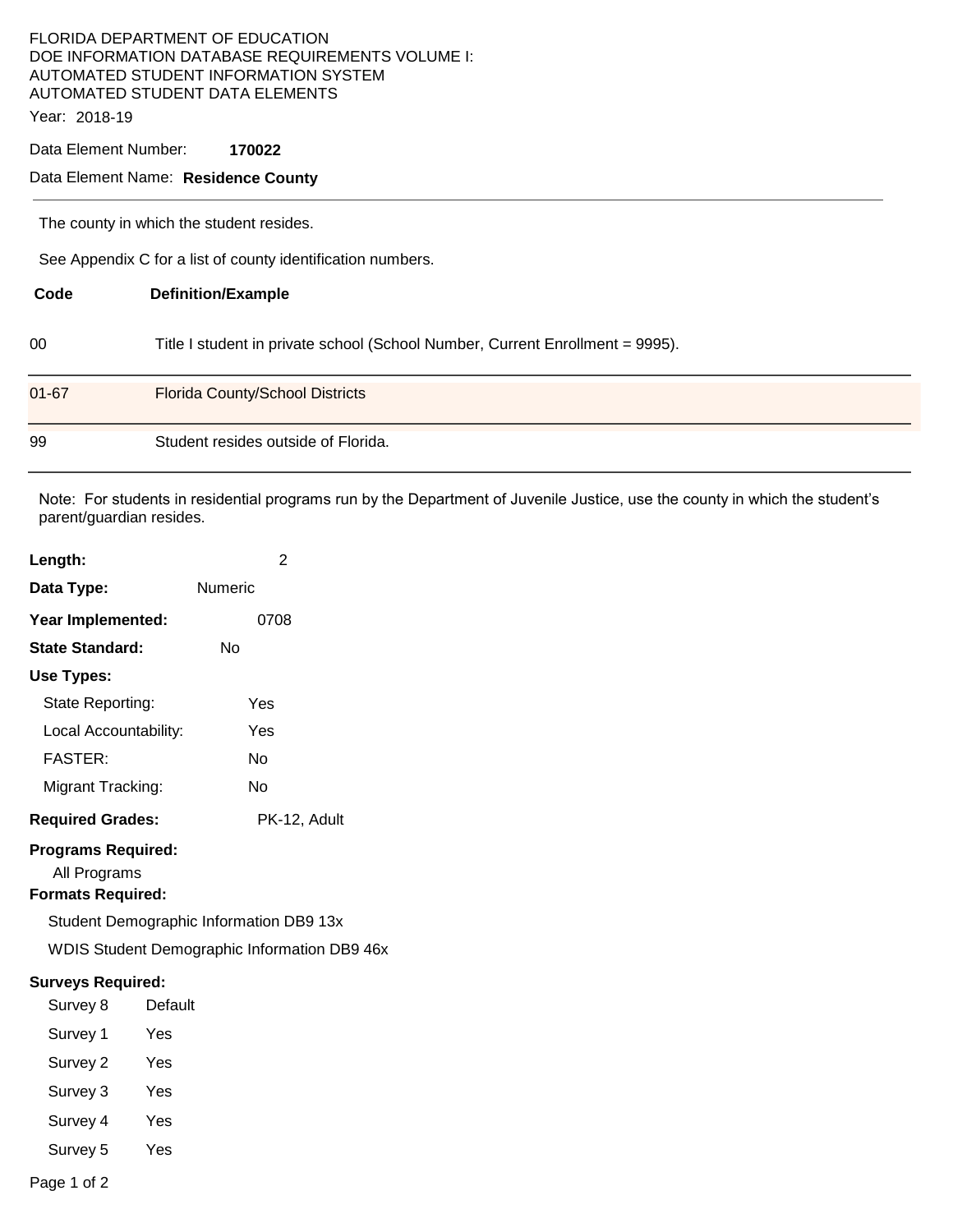FLORIDA DEPARTMENT OF EDUCATION
DOE INFORMATION DATABASE REQUIREMENTS VOLUME I:
AUTOMATED STUDENT INFORMATION SYSTEM
AUTOMATED STUDENT DATA ELEMENTS

Year: 2018-19

Data Element Number: **170022**

Data Element Name: **Residence County**

---

The county in which the student resides.

See Appendix C for a list of county identification numbers.

| Code | Definition/Example |
| --- | --- |
| 00 | Title I student in private school (School Number, Current Enrollment = 9995). |
| 01-67 | Florida County/School Districts |
| 99 | Student resides outside of Florida. |

Note: For students in residential programs run by the Department of Juvenile Justice, use the county in which the student's parent/guardian resides.

**Length:** 2

**Data Type:** Numeric

**Year Implemented:** 0708

**State Standard:** No

**Use Types:**

- State Reporting: Yes
- Local Accountability: Yes
- FASTER: No
- Migrant Tracking: No

**Required Grades:** PK-12, Adult

**Programs Required:**

All Programs

**Formats Required:**

Student Demographic Information DB9 13x

WDIS Student Demographic Information DB9 46x

**Surveys Required:**

| Survey | |
| --- | --- |
| Survey 8 | Default |
| Survey 1 | Yes |
| Survey 2 | Yes |
| Survey 3 | Yes |
| Survey 4 | Yes |
| Survey 5 | Yes |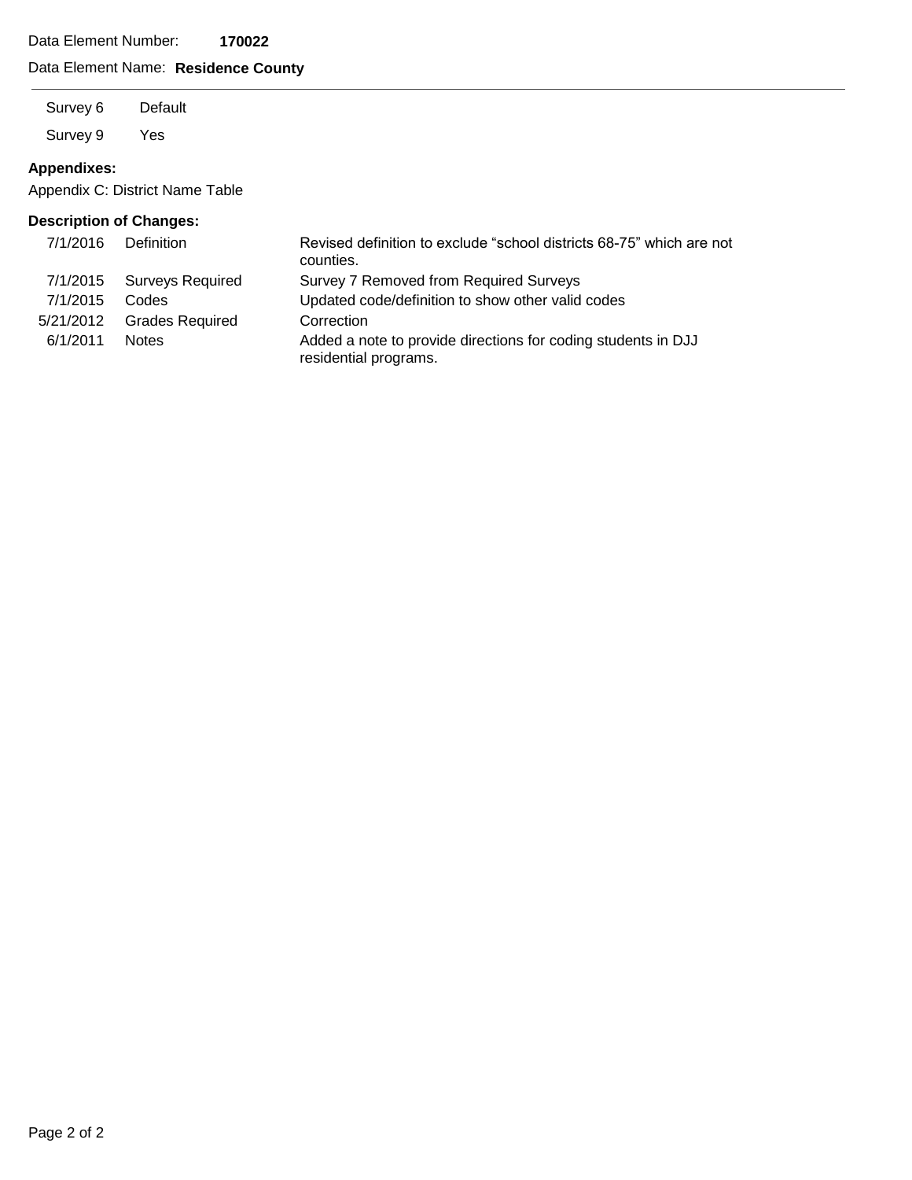Data Element Number: **170022**

Data Element Name: **Residence County**

---

| | |
|---|---|
| Survey 6 | Default |
| Survey 9 | Yes |

**Appendixes:**

Appendix C: District Name Table

**Description of Changes:**

| | | |
|---|---|---|
| 7/1/2016 | Definition | Revised definition to exclude "school districts 68-75" which are not counties. |
| 7/1/2015 | Surveys Required | Survey 7 Removed from Required Surveys |
| 7/1/2015 | Codes | Updated code/definition to show other valid codes |
| 5/21/2012 | Grades Required | Correction |
| 6/1/2011 | Notes | Added a note to provide directions for coding students in DJJ residential programs. |